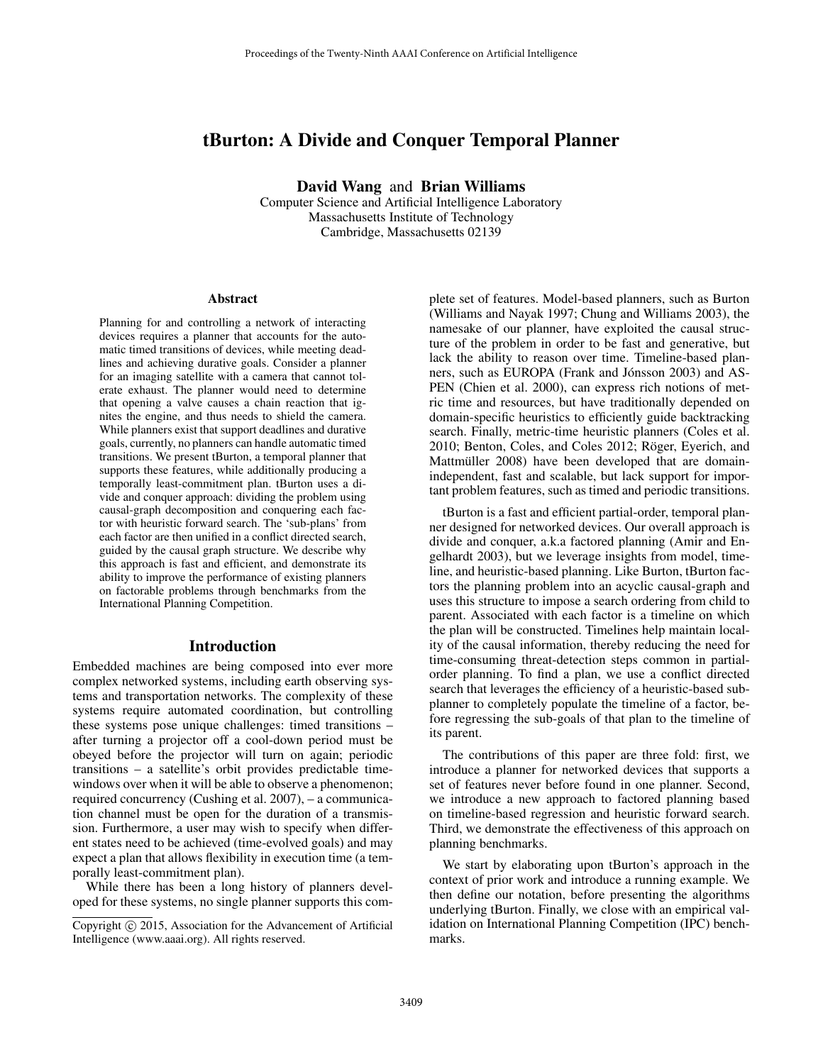# tBurton: A Divide and Conquer Temporal Planner

**David Wang** and **Brian Williams**
Computer Science and Artificial Intelligence Laboratory
Massachusetts Institute of Technology
Cambridge, Massachusetts 02139

## Abstract

Planning for and controlling a network of interacting devices requires a planner that accounts for the automatic timed transitions of devices, while meeting deadlines and achieving durative goals. Consider a planner for an imaging satellite with a camera that cannot tolerate exhaust. The planner would need to determine that opening a valve causes a chain reaction that ignites the engine, and thus needs to shield the camera. While planners exist that support deadlines and durative goals, currently, no planners can handle automatic timed transitions. We present tBurton, a temporal planner that supports these features, while additionally producing a temporally least-commitment plan. tBurton uses a divide and conquer approach: dividing the problem using causal-graph decomposition and conquering each factor with heuristic forward search. The 'sub-plans' from each factor are then unified in a conflict directed search, guided by the causal graph structure. We describe why this approach is fast and efficient, and demonstrate its ability to improve the performance of existing planners on factorable problems through benchmarks from the International Planning Competition.

## Introduction

Embedded machines are being composed into ever more complex networked systems, including earth observing systems and transportation networks. The complexity of these systems require automated coordination, but controlling these systems pose unique challenges: timed transitions – after turning a projector off a cool-down period must be obeyed before the projector will turn on again; periodic transitions – a satellite's orbit provides predictable time-windows over when it will be able to observe a phenomenon; required concurrency (Cushing et al. 2007), – a communication channel must be open for the duration of a transmission. Furthermore, a user may wish to specify when different states need to be achieved (time-evolved goals) and may expect a plan that allows flexibility in execution time (a temporally least-commitment plan).

While there has been a long history of planners developed for these systems, no single planner supports this complete set of features. Model-based planners, such as Burton (Williams and Nayak 1997; Chung and Williams 2003), the namesake of our planner, have exploited the causal structure of the problem in order to be fast and generative, but lack the ability to reason over time. Timeline-based planners, such as EUROPA (Frank and Jónsson 2003) and ASPEN (Chien et al. 2000), can express rich notions of metric time and resources, but have traditionally depended on domain-specific heuristics to efficiently guide backtracking search. Finally, metric-time heuristic planners (Coles et al. 2010; Benton, Coles, and Coles 2012; Röger, Eyerich, and Mattmüller 2008) have been developed that are domain-independent, fast and scalable, but lack support for important problem features, such as timed and periodic transitions.

tBurton is a fast and efficient partial-order, temporal planner designed for networked devices. Our overall approach is divide and conquer, a.k.a factored planning (Amir and Engelhardt 2003), but we leverage insights from model, timeline, and heuristic-based planning. Like Burton, tBurton factors the planning problem into an acyclic causal-graph and uses this structure to impose a search ordering from child to parent. Associated with each factor is a timeline on which the plan will be constructed. Timelines help maintain locality of the causal information, thereby reducing the need for time-consuming threat-detection steps common in partial-order planning. To find a plan, we use a conflict directed search that leverages the efficiency of a heuristic-based sub-planner to completely populate the timeline of a factor, before regressing the sub-goals of that plan to the timeline of its parent.

The contributions of this paper are three fold: first, we introduce a planner for networked devices that supports a set of features never before found in one planner. Second, we introduce a new approach to factored planning based on timeline-based regression and heuristic forward search. Third, we demonstrate the effectiveness of this approach on planning benchmarks.

We start by elaborating upon tBurton's approach in the context of prior work and introduce a running example. We then define our notation, before presenting the algorithms underlying tBurton. Finally, we close with an empirical validation on International Planning Competition (IPC) benchmarks.

Copyright © 2015, Association for the Advancement of Artificial Intelligence (www.aaai.org). All rights reserved.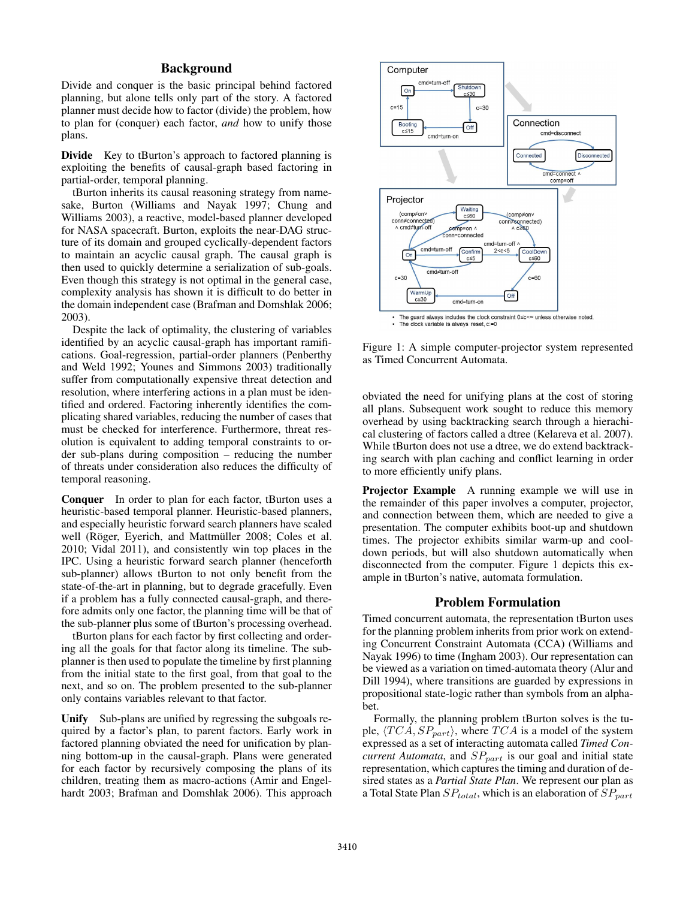## Background

Divide and conquer is the basic principal behind factored planning, but alone tells only part of the story. A factored planner must decide how to factor (divide) the problem, how to plan for (conquer) each factor, *and* how to unify those plans.

**Divide** Key to tBurton's approach to factored planning is exploiting the benefits of causal-graph based factoring in partial-order, temporal planning.

tBurton inherits its causal reasoning strategy from namesake, Burton (Williams and Nayak 1997; Chung and Williams 2003), a reactive, model-based planner developed for NASA spacecraft. Burton, exploits the near-DAG structure of its domain and grouped cyclically-dependent factors to maintain an acyclic causal graph. The causal graph is then used to quickly determine a serialization of sub-goals. Even though this strategy is not optimal in the general case, complexity analysis has shown it is difficult to do better in the domain independent case (Brafman and Domshlak 2006; 2003).

Despite the lack of optimality, the clustering of variables identified by an acyclic causal-graph has important ramifications. Goal-regression, partial-order planners (Penberthy and Weld 1992; Younes and Simmons 2003) traditionally suffer from computationally expensive threat detection and resolution, where interfering actions in a plan must be identified and ordered. Factoring inherently identifies the complicating shared variables, reducing the number of cases that must be checked for interference. Furthermore, threat resolution is equivalent to adding temporal constraints to order sub-plans during composition – reducing the number of threats under consideration also reduces the difficulty of temporal reasoning.

**Conquer** In order to plan for each factor, tBurton uses a heuristic-based temporal planner. Heuristic-based planners, and especially heuristic forward search planners have scaled well (Röger, Eyerich, and Mattmüller 2008; Coles et al. 2010; Vidal 2011), and consistently win top places in the IPC. Using a heuristic forward search planner (henceforth sub-planner) allows tBurton to not only benefit from the state-of-the-art in planning, but to degrade gracefully. Even if a problem has a fully connected causal-graph, and therefore admits only one factor, the planning time will be that of the sub-planner plus some of tBurton's processing overhead.

tBurton plans for each factor by first collecting and ordering all the goals for that factor along its timeline. The sub-planner is then used to populate the timeline by first planning from the initial state to the first goal, from that goal to the next, and so on. The problem presented to the sub-planner only contains variables relevant to that factor.

**Unify** Sub-plans are unified by regressing the subgoals required by a factor's plan, to parent factors. Early work in factored planning obviated the need for unification by planning bottom-up in the causal-graph. Plans were generated for each factor by recursively composing the plans of its children, treating them as macro-actions (Amir and Engelhardt 2003; Brafman and Domshlak 2006). This approach obviated the need for unifying plans at the cost of storing all plans. Subsequent work sought to reduce this memory overhead by using backtracking search through a hierachical clustering of factors called a dtree (Kelareva et al. 2007). While tBurton does not use a dtree, we do extend backtracking search with plan caching and conflict learning in order to more efficiently unify plans.

Figure 1: A simple computer-projector system represented as Timed Concurrent Automata.

**Projector Example** A running example we will use in the remainder of this paper involves a computer, projector, and connection between them, which are needed to give a presentation. The computer exhibits boot-up and shutdown times. The projector exhibits similar warm-up and cooldown periods, but will also shutdown automatically when disconnected from the computer. Figure 1 depicts this example in tBurton's native, automata formulation.

## Problem Formulation

Timed concurrent automata, the representation tBurton uses for the planning problem inherits from prior work on extending Concurrent Constraint Automata (CCA) (Williams and Nayak 1996) to time (Ingham 2003). Our representation can be viewed as a variation on timed-automata theory (Alur and Dill 1994), where transitions are guarded by expressions in propositional state-logic rather than symbols from an alphabet.

Formally, the planning problem tBurton solves is the tuple, $\langle TCA, SP_{part}\rangle$, where $TCA$ is a model of the system expressed as a set of interacting automata called *Timed Concurrent Automata*, and $SP_{part}$ is our goal and initial state representation, which captures the timing and duration of desired states as a *Partial State Plan*. We represent our plan as a Total State Plan $SP_{total}$, which is an elaboration of $SP_{part}$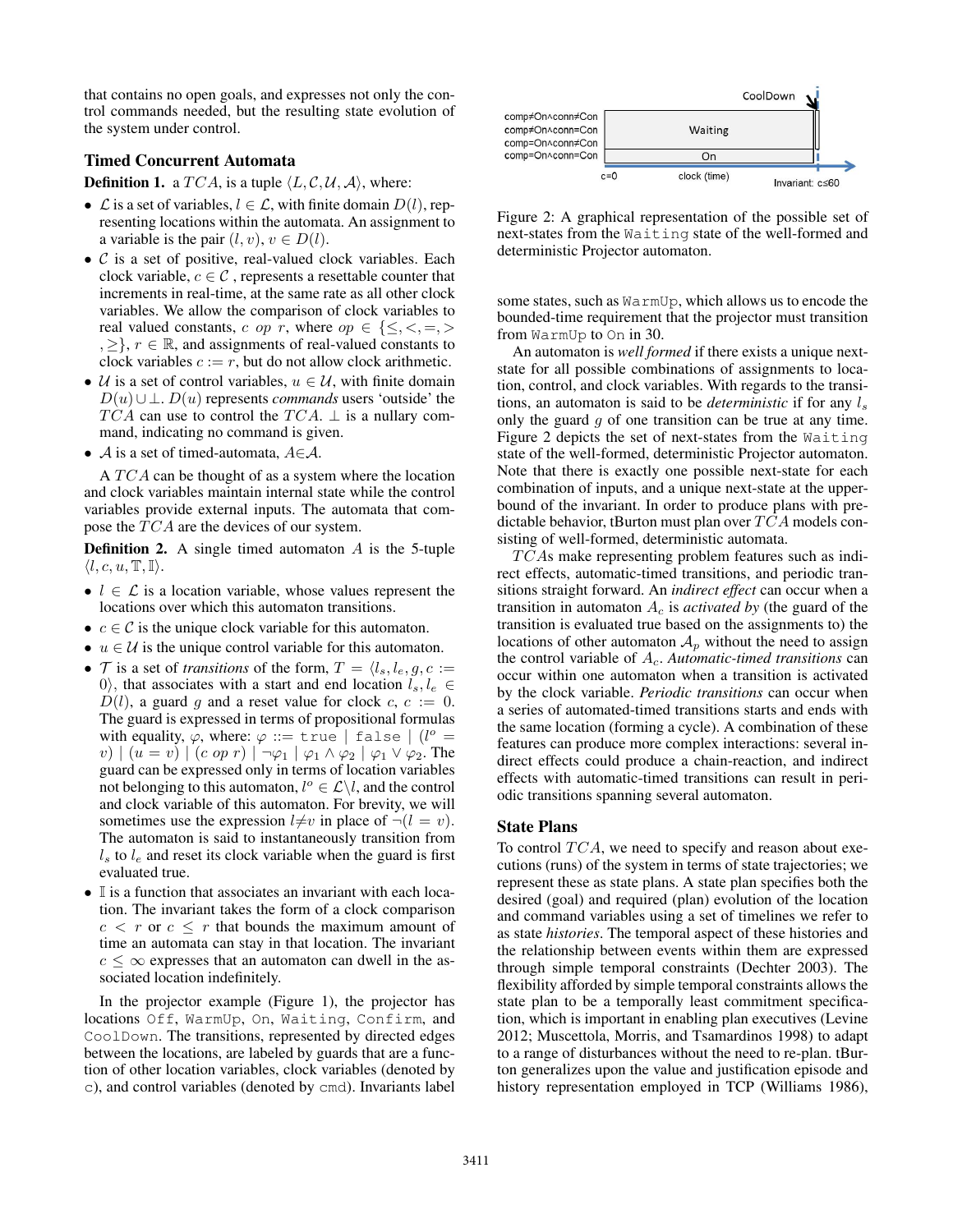that contains no open goals, and expresses not only the control commands needed, but the resulting state evolution of the system under control.

## Timed Concurrent Automata

**Definition 1.** a $TCA$, is a tuple $\langle L, \mathcal{C}, \mathcal{U}, \mathcal{A} \rangle$, where:

- $\mathcal{L}$ is a set of variables, $l \in \mathcal{L}$, with finite domain $D(l)$, representing locations within the automata. An assignment to a variable is the pair $(l, v)$, $v \in D(l)$.
- $\mathcal{C}$ is a set of positive, real-valued clock variables. Each clock variable, $c \in \mathcal{C}$ , represents a resettable counter that increments in real-time, at the same rate as all other clock variables. We allow the comparison of clock variables to real valued constants, $c\ op\ r$, where $op \in \{\leq, <, =, >, \geq\}$, $r \in \mathbb{R}$, and assignments of real-valued constants to clock variables $c := r$, but do not allow clock arithmetic.
- $\mathcal{U}$ is a set of control variables, $u \in \mathcal{U}$, with finite domain $D(u) \cup \bot$. $D(u)$ represents *commands* users 'outside' the $TCA$ can use to control the $TCA$. $\bot$ is a nullary command, indicating no command is given.
- $\mathcal{A}$ is a set of timed-automata, $A \in \mathcal{A}$.

A $TCA$ can be thought of as a system where the location and clock variables maintain internal state while the control variables provide external inputs. The automata that compose the $TCA$ are the devices of our system.

**Definition 2.** A single timed automaton $A$ is the 5-tuple $\langle l, c, u, \mathbb{T}, \mathbb{I} \rangle$.

- $l \in \mathcal{L}$ is a location variable, whose values represent the locations over which this automaton transitions.
- $c \in \mathcal{C}$ is the unique clock variable for this automaton.
- $u \in \mathcal{U}$ is the unique control variable for this automaton.
- $\mathcal{T}$ is a set of *transitions* of the form, $T = \langle l_s, l_e, g, c := 0 \rangle$, that associates with a start and end location $l_s, l_e \in D(l)$, a guard $g$ and a reset value for clock $c$, $c := 0$. The guard is expressed in terms of propositional formulas with equality, $\varphi$, where: $\varphi ::= \texttt{true} \mid \texttt{false} \mid (l^o = v) \mid (u = v) \mid (c\ op\ r) \mid \neg\varphi_1 \mid \varphi_1 \wedge \varphi_2 \mid \varphi_1 \vee \varphi_2$. The guard can be expressed only in terms of location variables not belonging to this automaton, $l^o \in \mathcal{L} \backslash l$, and the control and clock variable of this automaton. For brevity, we will sometimes use the expression $l \neq v$ in place of $\neg(l = v)$. The automaton is said to instantaneously transition from $l_s$ to $l_e$ and reset its clock variable when the guard is first evaluated true.
- $\mathbb{I}$ is a function that associates an invariant with each location. The invariant takes the form of a clock comparison $c < r$ or $c \leq r$ that bounds the maximum amount of time an automata can stay in that location. The invariant $c \leq \infty$ expresses that an automaton can dwell in the associated location indefinitely.

In the projector example (Figure 1), the projector has locations `Off`, `WarmUp`, `On`, `Waiting`, `Confirm`, and `CoolDown`. The transitions, represented by directed edges between the locations, are labeled by guards that are a function of other location variables, clock variables (denoted by `c`), and control variables (denoted by `cmd`). Invariants label some states, such as `WarmUp`, which allows us to encode the bounded-time requirement that the projector must transition from `WarmUp` to `On` in 30.

Figure 2: A graphical representation of the possible set of next-states from the `Waiting` state of the well-formed and deterministic Projector automaton.

An automaton is *well formed* if there exists a unique next-state for all possible combinations of assignments to location, control, and clock variables. With regards to the transitions, an automaton is said to be *deterministic* if for any $l_s$ only the guard $g$ of one transition can be true at any time. Figure 2 depicts the set of next-states from the `Waiting` state of the well-formed, deterministic Projector automaton. Note that there is exactly one possible next-state for each combination of inputs, and a unique next-state at the upper-bound of the invariant. In order to produce plans with predictable behavior, tBurton must plan over $TCA$ models consisting of well-formed, deterministic automata.

$TCA$s make representing problem features such as indirect effects, automatic-timed transitions, and periodic transitions straight forward. An *indirect effect* can occur when a transition in automaton $A_c$ is *activated by* (the guard of the transition is evaluated true based on the assignments to) the locations of other automaton $\mathcal{A}_p$ without the need to assign the control variable of $A_c$. *Automatic-timed transitions* can occur within one automaton when a transition is activated by the clock variable. *Periodic transitions* can occur when a series of automated-timed transitions starts and ends with the same location (forming a cycle). A combination of these features can produce more complex interactions: several indirect effects could produce a chain-reaction, and indirect effects with automatic-timed transitions can result in periodic transitions spanning several automaton.

## State Plans

To control $TCA$, we need to specify and reason about executions (runs) of the system in terms of state trajectories; we represent these as state plans. A state plan specifies both the desired (goal) and required (plan) evolution of the location and command variables using a set of timelines we refer to as state *histories*. The temporal aspect of these histories and the relationship between events within them are expressed through simple temporal constraints (Dechter 2003). The flexibility afforded by simple temporal constraints allows the state plan to be a temporally least commitment specification, which is important in enabling plan executives (Levine 2012; Muscettola, Morris, and Tsamardinos 1998) to adapt to a range of disturbances without the need to re-plan. tBurton generalizes upon the value and justification episode and history representation employed in TCP (Williams 1986),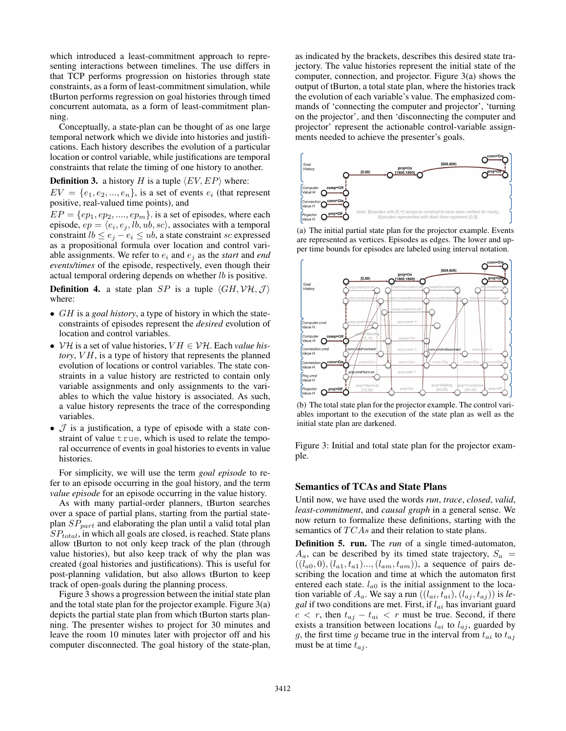which introduced a least-commitment approach to representing interactions between timelines. The use differs in that TCP performs progression on histories through state constraints, as a form of least-commitment simulation, while tBurton performs regression on goal histories through timed concurrent automata, as a form of least-commitment planning.

Conceptually, a state-plan can be thought of as one large temporal network which we divide into histories and justifications. Each history describes the evolution of a particular location or control variable, while justifications are temporal constraints that relate the timing of one history to another.

**Definition 3.** a history $H$ is a tuple $\langle EV, EP \rangle$ where:

$EV = \{e_1, e_2, ..., e_n\}$, is a set of events $e_i$ (that represent positive, real-valued time points), and

$EP = \{ep_1, ep_2, ...., ep_m\}$. is a set of episodes, where each episode, $ep = \langle e_i, e_j, lb, ub, sc \rangle$, associates with a temporal constraint $lb \le e_j - e_i \le ub$, a state constraint $sc$ expressed as a propositional formula over location and control variable assignments. We refer to $e_i$ and $e_j$ as the *start* and *end events/times* of the episode, respectively, even though their actual temporal ordering depends on whether $lb$ is positive.

**Definition 4.** a state plan $SP$ is a tuple $\langle GH, \mathcal{VH}, \mathcal{J} \rangle$ where:

- $GH$ is a *goal history*, a type of history in which the state-constraints of episodes represent the *desired* evolution of location and control variables.
- $\mathcal{VH}$ is a set of value histories, $VH \in \mathcal{VH}$. Each *value history*, $VH$, is a type of history that represents the planned evolution of locations or control variables. The state constraints in a value history are restricted to contain only variable assignments and only assignments to the variables to which the value history is associated. As such, a value history represents the trace of the corresponding variables.
- $\mathcal{J}$ is a justification, a type of episode with a state constraint of value `true`, which is used to relate the temporal occurrence of events in goal histories to events in value histories.

For simplicity, we will use the term *goal episode* to refer to an episode occurring in the goal history, and the term *value episode* for an episode occurring in the value history.

As with many partial-order planners, tBurton searches over a space of partial plans, starting from the partial state-plan $SP_{part}$ and elaborating the plan until a valid total plan $SP_{total}$, in which all goals are closed, is reached. State plans allow tBurton to not only keep track of the plan (through value histories), but also keep track of why the plan was created (goal histories and justifications). This is useful for post-planning validation, but also allows tBurton to keep track of open-goals during the planning process.

Figure 3 shows a progression between the initial state plan and the total state plan for the projector example. Figure 3(a) depicts the partial state plan from which tBurton starts planning. The presenter wishes to project for 30 minutes and leave the room 10 minutes later with projector off and his computer disconnected. The goal history of the state-plan, as indicated by the brackets, describes this desired state trajectory. The value histories represent the initial state of the computer, connection, and projector. Figure 3(a) shows the output of tBurton, a total state plan, where the histories track the evolution of each variable's value. The emphasized commands of 'connecting the computer and projector', 'turning on the projector', and then 'disconnecting the computer and projector' represent the actionable control-variable assignments needed to achieve the presenter's goals.

(a) The initial partial state plan for the projector example. Events are represented as vertices. Episodes as edges. The lower and upper time bounds for episodes are labeled using interval notation.

(b) The total state plan for the projector example. The control variables important to the execution of the state plan as well as the initial state plan are darkened.

Figure 3: Initial and total state plan for the projector example.

## Semantics of TCAs and State Plans

Until now, we have used the words *run*, *trace*, *closed*, *valid*, *least-commitment*, and *causal graph* in a general sense. We now return to formalize these definitions, starting with the semantics of $TCAs$ and their relation to state plans.

**Definition 5. run.** The *run* of a single timed-automaton, $A_a$, can be described by its timed state trajectory, $S_a = ((l_{a0}, 0), (l_{a1}, t_{a1})..., (l_{am}, t_{am}))$, a sequence of pairs describing the location and time at which the automaton first entered each state. $l_{a0}$ is the initial assignment to the location variable of $A_a$. We say a run $((l_{ai}, t_{ai}), (l_{aj}, t_{aj}))$ is *legal* if two conditions are met. First, if $l_{ai}$ has invariant guard $c < r$, then $t_{aj} - t_{ai} < r$ must be true. Second, if there exists a transition between locations $l_{ai}$ to $l_{aj}$, guarded by $g$, the first time $g$ became true in the interval from $t_{ai}$ to $t_{aj}$ must be at time $t_{aj}$.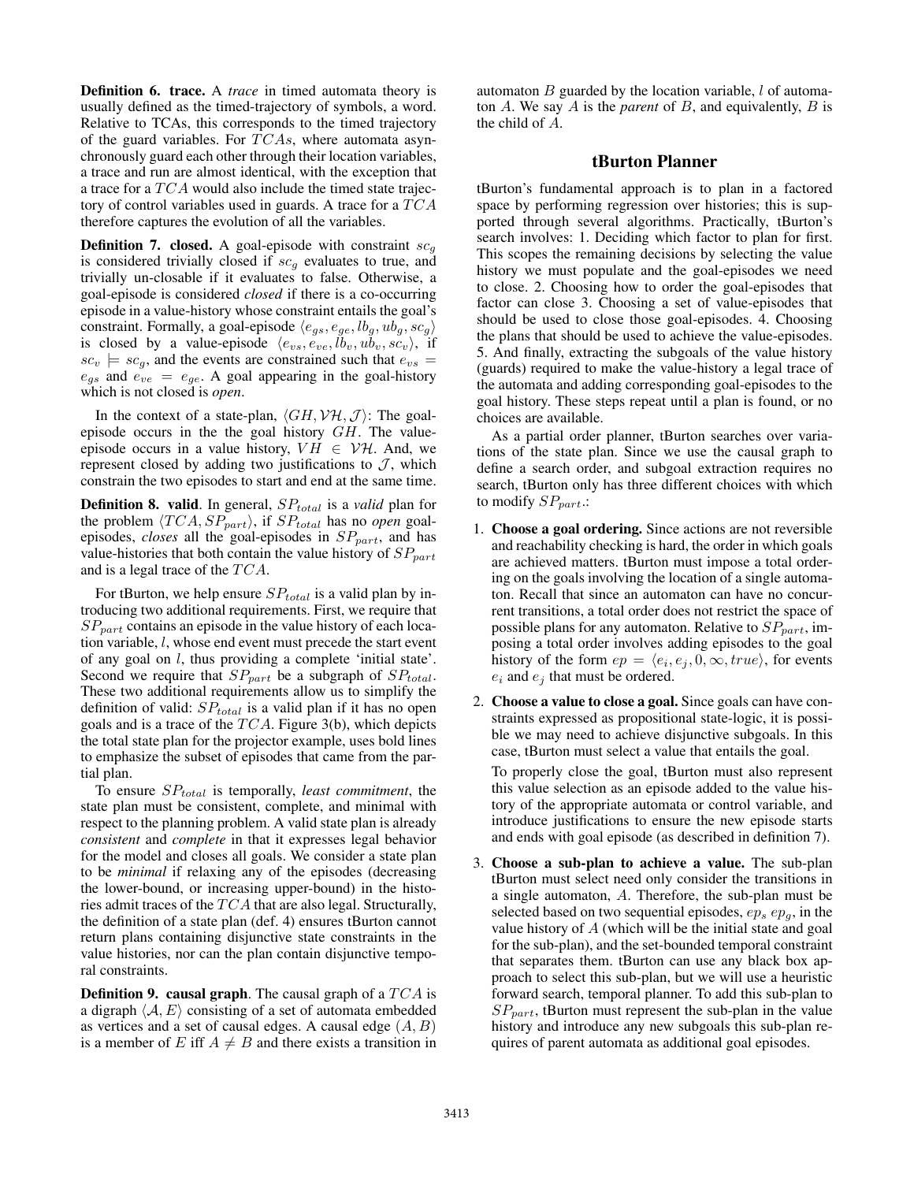**Definition 6. trace.** A *trace* in timed automata theory is usually defined as the timed-trajectory of symbols, a word. Relative to TCAs, this corresponds to the timed trajectory of the guard variables. For $TCAs$, where automata asynchronously guard each other through their location variables, a trace and run are almost identical, with the exception that a trace for a $TCA$ would also include the timed state trajectory of control variables used in guards. A trace for a $TCA$ therefore captures the evolution of all the variables.

**Definition 7. closed.** A goal-episode with constraint $sc_g$ is considered trivially closed if $sc_g$ evaluates to true, and trivially un-closable if it evaluates to false. Otherwise, a goal-episode is considered *closed* if there is a co-occurring episode in a value-history whose constraint entails the goal's constraint. Formally, a goal-episode $\langle e_{gs}, e_{ge}, lb_g, ub_g, sc_g \rangle$ is closed by a value-episode $\langle e_{vs}, e_{ve}, lb_v, ub_v, sc_v \rangle$, if $sc_v \models sc_g$, and the events are constrained such that $e_{vs} = e_{gs}$ and $e_{ve} = e_{ge}$. A goal appearing in the goal-history which is not closed is *open*.

In the context of a state-plan, $\langle GH, \mathcal{VH}, \mathcal{J} \rangle$: The goal-episode occurs in the the goal history $GH$. The value-episode occurs in a value history, $VH \in \mathcal{VH}$. And, we represent closed by adding two justifications to $\mathcal{J}$, which constrain the two episodes to start and end at the same time.

**Definition 8. valid**. In general, $SP_{total}$ is a *valid* plan for the problem $\langle TCA, SP_{part} \rangle$, if $SP_{total}$ has no *open* goal-episodes, *closes* all the goal-episodes in $SP_{part}$, and has value-histories that both contain the value history of $SP_{part}$ and is a legal trace of the $TCA$.

For tBurton, we help ensure $SP_{total}$ is a valid plan by introducing two additional requirements. First, we require that $SP_{part}$ contains an episode in the value history of each location variable, $l$, whose end event must precede the start event of any goal on $l$, thus providing a complete 'initial state'. Second we require that $SP_{part}$ be a subgraph of $SP_{total}$. These two additional requirements allow us to simplify the definition of valid: $SP_{total}$ is a valid plan if it has no open goals and is a trace of the $TCA$. Figure 3(b), which depicts the total state plan for the projector example, uses bold lines to emphasize the subset of episodes that came from the partial plan.

To ensure $SP_{total}$ is temporally, *least commitment*, the state plan must be consistent, complete, and minimal with respect to the planning problem. A valid state plan is already *consistent* and *complete* in that it expresses legal behavior for the model and closes all goals. We consider a state plan to be *minimal* if relaxing any of the episodes (decreasing the lower-bound, or increasing upper-bound) in the histories admit traces of the $TCA$ that are also legal. Structurally, the definition of a state plan (def. 4) ensures tBurton cannot return plans containing disjunctive state constraints in the value histories, nor can the plan contain disjunctive temporal constraints.

**Definition 9. causal graph**. The causal graph of a $TCA$ is a digraph $\langle \mathcal{A}, E \rangle$ consisting of a set of automata embedded as vertices and a set of causal edges. A causal edge $(A, B)$ is a member of $E$ iff $A \neq B$ and there exists a transition in automaton $B$ guarded by the location variable, $l$ of automaton $A$. We say $A$ is the *parent* of $B$, and equivalently, $B$ is the child of $A$.

## tBurton Planner

tBurton's fundamental approach is to plan in a factored space by performing regression over histories; this is supported through several algorithms. Practically, tBurton's search involves: 1. Deciding which factor to plan for first. This scopes the remaining decisions by selecting the value history we must populate and the goal-episodes we need to close. 2. Choosing how to order the goal-episodes that factor can close 3. Choosing a set of value-episodes that should be used to close those goal-episodes. 4. Choosing the plans that should be used to achieve the value-episodes. 5. And finally, extracting the subgoals of the value history (guards) required to make the value-history a legal trace of the automata and adding corresponding goal-episodes to the goal history. These steps repeat until a plan is found, or no choices are available.

As a partial order planner, tBurton searches over variations of the state plan. Since we use the causal graph to define a search order, and subgoal extraction requires no search, tBurton only has three different choices with which to modify $SP_{part}$.:

1. **Choose a goal ordering.** Since actions are not reversible and reachability checking is hard, the order in which goals are achieved matters. tBurton must impose a total ordering on the goals involving the location of a single automaton. Recall that since an automaton can have no concurrent transitions, a total order does not restrict the space of possible plans for any automaton. Relative to $SP_{part}$, imposing a total order involves adding episodes to the goal history of the form $ep = \langle e_i, e_j, 0, \infty, true \rangle$, for events $e_i$ and $e_j$ that must be ordered.

2. **Choose a value to close a goal.** Since goals can have constraints expressed as propositional state-logic, it is possible we may need to achieve disjunctive subgoals. In this case, tBurton must select a value that entails the goal.

   To properly close the goal, tBurton must also represent this value selection as an episode added to the value history of the appropriate automata or control variable, and introduce justifications to ensure the new episode starts and ends with goal episode (as described in definition 7).

3. **Choose a sub-plan to achieve a value.** The sub-plan tBurton must select need only consider the transitions in a single automaton, $A$. Therefore, the sub-plan must be selected based on two sequential episodes, $ep_s$ $ep_g$, in the value history of $A$ (which will be the initial state and goal for the sub-plan), and the set-bounded temporal constraint that separates them. tBurton can use any black box approach to select this sub-plan, but we will use a heuristic forward search, temporal planner. To add this sub-plan to $SP_{part}$, tBurton must represent the sub-plan in the value history and introduce any new subgoals this sub-plan requires of parent automata as additional goal episodes.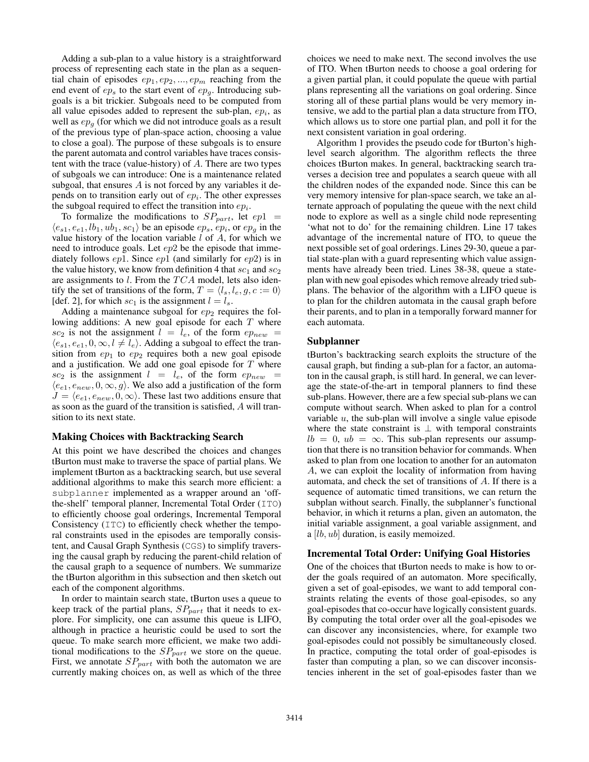Adding a sub-plan to a value history is a straightforward process of representing each state in the plan as a sequential chain of episodes $ep_1, ep_2, ..., ep_m$ reaching from the end event of $ep_s$ to the start event of $ep_g$. Introducing subgoals is a bit trickier. Subgoals need to be computed from all value episodes added to represent the sub-plan, $ep_i$, as well as $ep_g$ (for which we did not introduce goals as a result of the previous type of plan-space action, choosing a value to close a goal). The purpose of these subgoals is to ensure the parent automata and control variables have traces consistent with the trace (value-history) of $A$. There are two types of subgoals we can introduce: One is a maintenance related subgoal, that ensures $A$ is not forced by any variables it depends on to transition early out of $ep_i$. The other expresses the subgoal required to effect the transition into $ep_i$.

To formalize the modifications to $SP_{part}$, let $ep1 = \langle e_{s1}, e_{e1}, lb_1, ub_1, sc_1 \rangle$ be an episode $ep_s$, $ep_i$, or $ep_g$ in the value history of the location variable $l$ of $A$, for which we need to introduce goals. Let $ep2$ be the episode that immediately follows $ep1$. Since $ep1$ (and similarly for $ep2$) is in the value history, we know from definition 4 that $sc_1$ and $sc_2$ are assignments to $l$. From the $TCA$ model, lets also identify the set of transitions of the form, $T = \langle l_s, l_e, g, c := 0 \rangle$ [def. 2], for which $sc_1$ is the assignment $l = l_s$.

Adding a maintenance subgoal for $ep_2$ requires the following additions: A new goal episode for each $T$ where $sc_2$ is not the assignment $l = l_e$, of the form $ep_{new} = \langle e_{s1}, e_{e1}, 0, \infty, l \neq l_e \rangle$. Adding a subgoal to effect the transition from $ep_1$ to $ep_2$ requires both a new goal episode and a justification. We add one goal episode for $T$ where $sc_2$ is the assignment $l = l_e$, of the form $ep_{new} = \langle e_{e1}, e_{new}, 0, \infty, g \rangle$. We also add a justification of the form $J = \langle e_{e1}, e_{new}, 0, \infty \rangle$. These last two additions ensure that as soon as the guard of the transition is satisfied, $A$ will transition to its next state.

### Making Choices with Backtracking Search

At this point we have described the choices and changes tBurton must make to traverse the space of partial plans. We implement tBurton as a backtracking search, but use several additional algorithms to make this search more efficient: a `subplanner` implemented as a wrapper around an 'off-the-shelf' temporal planner, Incremental Total Order (`ITO`) to efficiently choose goal orderings, Incremental Temporal Consistency (`ITC`) to efficiently check whether the temporal constraints used in the episodes are temporally consistent, and Causal Graph Synthesis (`CGS`) to simplify traversing the causal graph by reducing the parent-child relation of the causal graph to a sequence of numbers. We summarize the tBurton algorithm in this subsection and then sketch out each of the component algorithms.

In order to maintain search state, tBurton uses a queue to keep track of the partial plans, $SP_{part}$ that it needs to explore. For simplicity, one can assume this queue is LIFO, although in practice a heuristic could be used to sort the queue. To make search more efficient, we make two additional modifications to the $SP_{part}$ we store on the queue. First, we annotate $SP_{part}$ with both the automaton we are currently making choices on, as well as which of the three choices we need to make next. The second involves the use of ITO. When tBurton needs to choose a goal ordering for a given partial plan, it could populate the queue with partial plans representing all the variations on goal ordering. Since storing all of these partial plans would be very memory intensive, we add to the partial plan a data structure from ITO, which allows us to store one partial plan, and poll it for the next consistent variation in goal ordering.

Algorithm 1 provides the pseudo code for tBurton's high-level search algorithm. The algorithm reflects the three choices tBurton makes. In general, backtracking search traverses a decision tree and populates a search queue with all the children nodes of the expanded node. Since this can be very memory intensive for plan-space search, we take an alternate approach of populating the queue with the next child node to explore as well as a single child node representing 'what not to do' for the remaining children. Line 17 takes advantage of the incremental nature of ITO, to queue the next possible set of goal orderings. Lines 29-30, queue a partial state-plan with a guard representing which value assignments have already been tried. Lines 38-38, queue a state-plan with new goal episodes which remove already tried subplans. The behavior of the algorithm with a LIFO queue is to plan for the children automata in the causal graph before their parents, and to plan in a temporally forward manner for each automata.

### Subplanner

tBurton's backtracking search exploits the structure of the causal graph, but finding a sub-plan for a factor, an automaton in the causal graph, is still hard. In general, we can leverage the state-of-the-art in temporal planners to find these sub-plans. However, there are a few special sub-plans we can compute without search. When asked to plan for a control variable $u$, the sub-plan will involve a single value episode where the state constraint is $\perp$ with temporal constraints $lb = 0$, $ub = \infty$. This sub-plan represents our assumption that there is no transition behavior for commands. When asked to plan from one location to another for an automaton $A$, we can exploit the locality of information from having automata, and check the set of transitions of $A$. If there is a sequence of automatic timed transitions, we can return the subplan without search. Finally, the subplanner's functional behavior, in which it returns a plan, given an automaton, the initial variable assignment, a goal variable assignment, and a $[lb, ub]$ duration, is easily memoized.

### Incremental Total Order: Unifying Goal Histories

One of the choices that tBurton needs to make is how to order the goals required of an automaton. More specifically, given a set of goal-episodes, we want to add temporal constraints relating the events of those goal-episodes, so any goal-episodes that co-occur have logically consistent guards. By computing the total order over all the goal-episodes we can discover any inconsistencies, where, for example two goal-episodes could not possibly be simultaneously closed. In practice, computing the total order of goal-episodes is faster than computing a plan, so we can discover inconsistencies inherent in the set of goal-episodes faster than we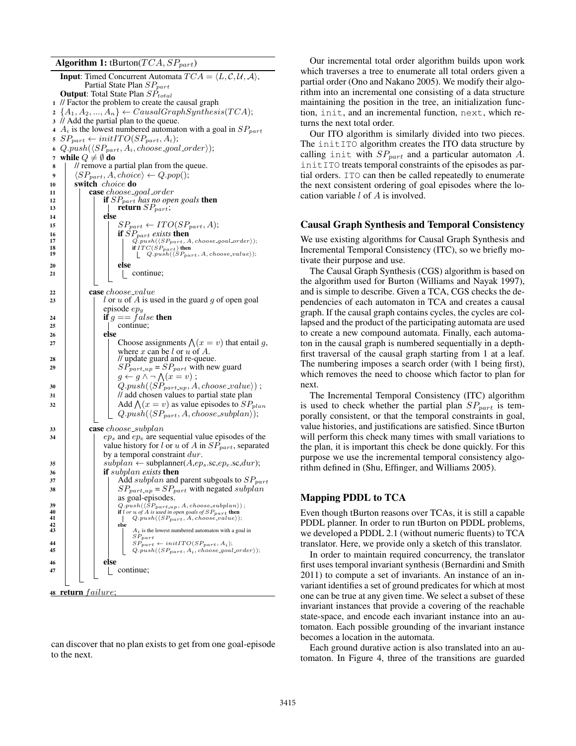**Algorithm 1:** tBurton($TCA, SP_{part}$)

```
Input: Timed Concurrent Automata TCA = ⟨L, C, U, A⟩,
       Partial State Plan SP_part
Output: Total State Plan SP_total
1  // Factor the problem to create the causal graph
2  {A_1, A_2, ..., A_n} ← CausalGraphSynthesis(TCA);
3  // Add the partial plan to the queue.
4  A_i is the lowest numbered automaton with a goal in SP_part
5  SP_part ← initITO(SP_part, A_i);
6  Q.push(⟨SP_part, A_i, choose_goal_order⟩);
7  while Q ≠ ∅ do
8      // remove a partial plan from the queue.
9      ⟨SP_part, A, choice⟩ ← Q.pop();
10     switch choice do
11         case choose_goal_order
12             if SP_part has no open goals then
13                 return SP_part;
14             else
15                 SP_part ← ITO(SP_part, A);
16                 if SP_part exists then
17                     Q.push(⟨SP_part, A, choose_goal_order⟩);
18                     if ITC(SP_part) then
19                         Q.push(⟨SP_part, A, choose_value⟩);
20                 else
21                     continue;
22         case choose_value
23             l or u of A is used in the guard g of open goal
               episode ep_g
24             if g == false then
25                 continue;
26             else
27                 Choose assignments ⋀(x = v) that entail g,
                   where x can be l or u of A.
28                 // update guard and re-queue.
29                 SP_part_up = SP_part with new guard
                   g ← g ∧ ¬ ⋀(x = v) ;
30                 Q.push(⟨SP_part_up, A, choose_value⟩) ;
31                 // add chosen values to partial state plan
32                 Add ⋀(x = v) as value episodes to SP_plan
                   Q.push(⟨SP_part, A, choose_subplan⟩);
33         case choose_subplan
34             ep_s and ep_e are sequential value episodes of the
               value history for l or u of A in SP_part, separated
               by a temporal constraint dur.
35             subplan ← subplanner(A, ep_s.sc, ep_e.sc, dur);
36             if subplan exists then
37                 Add subplan and parent subgoals to SP_part
38                 SP_part_up = SP_part with negated subplan
                   as goal-episodes.
39                 Q.push(⟨SP_part_up, A, choose_subplan⟩) ;
40                 if l or u of A is used in open goals of SP_part then
41                     Q.push(⟨SP_part, A, choose_value⟩);
42                 else
43                     A_i is the lowest numbered automaton with a goal in
                       SP_part
44                     SP_part ← initITO(SP_part, A_i);
45                     Q.push(⟨SP_part, A_i, choose_goal_order⟩);
46             else
47                 continue;
48 return failure;
```

can discover that no plan exists to get from one goal-episode to the next.

Our incremental total order algorithm builds upon work which traverses a tree to enumerate all total orders given a partial order (Ono and Nakano 2005). We modify their algorithm into an incremental one consisting of a data structure maintaining the position in the tree, an initialization function, `init`, and an incremental function, `next`, which returns the next total order.

Our ITO algorithm is similarly divided into two pieces. The `initITO` algorithm creates the ITO data structure by calling `init` with $SP_{part}$ and a particular automaton $A$. `initITO` treats temporal constraints of the episodes as partial orders. `ITO` can then be called repeatedly to enumerate the next consistent ordering of goal episodes where the location variable $l$ of $A$ is involved.

### Causal Graph Synthesis and Temporal Consistency

We use existing algorithms for Causal Graph Synthesis and Incremental Temporal Consistency (ITC), so we briefly motivate their purpose and use.

The Causal Graph Synthesis (CGS) algorithm is based on the algorithm used for Burton (Williams and Nayak 1997), and is simple to describe. Given a TCA, CGS checks the dependencies of each automaton in TCA and creates a causal graph. If the causal graph contains cycles, the cycles are collapsed and the product of the participating automata are used to create a new compound automata. Finally, each automaton in the causal graph is numbered sequentially in a depth-first traversal of the causal graph starting from 1 at a leaf. The numbering imposes a search order (with 1 being first), which removes the need to choose which factor to plan for next.

The Incremental Temporal Consistency (ITC) algorithm is used to check whether the partial plan $SP_{part}$ is temporally consistent, or that the temporal constraints in goal, value histories, and justifications are satisfied. Since tBurton will perform this check many times with small variations to the plan, it is important this check be done quickly. For this purpose we use the incremental temporal consistency algorithm defined in (Shu, Effinger, and Williams 2005).

### Mapping PDDL to TCA

Even though tBurton reasons over TCAs, it is still a capable PDDL planner. In order to run tBurton on PDDL problems, we developed a PDDL 2.1 (without numeric fluents) to TCA translator. Here, we provide only a sketch of this translator.

In order to maintain required concurrency, the translator first uses temporal invariant synthesis (Bernardini and Smith 2011) to compute a set of invariants. An instance of an invariant identifies a set of ground predicates for which at most one can be true at any given time. We select a subset of these invariant instances that provide a covering of the reachable state-space, and encode each invariant instance into an automaton. Each possible grounding of the invariant instance becomes a location in the automata.

Each ground durative action is also translated into an automaton. In Figure 4, three of the transitions are guarded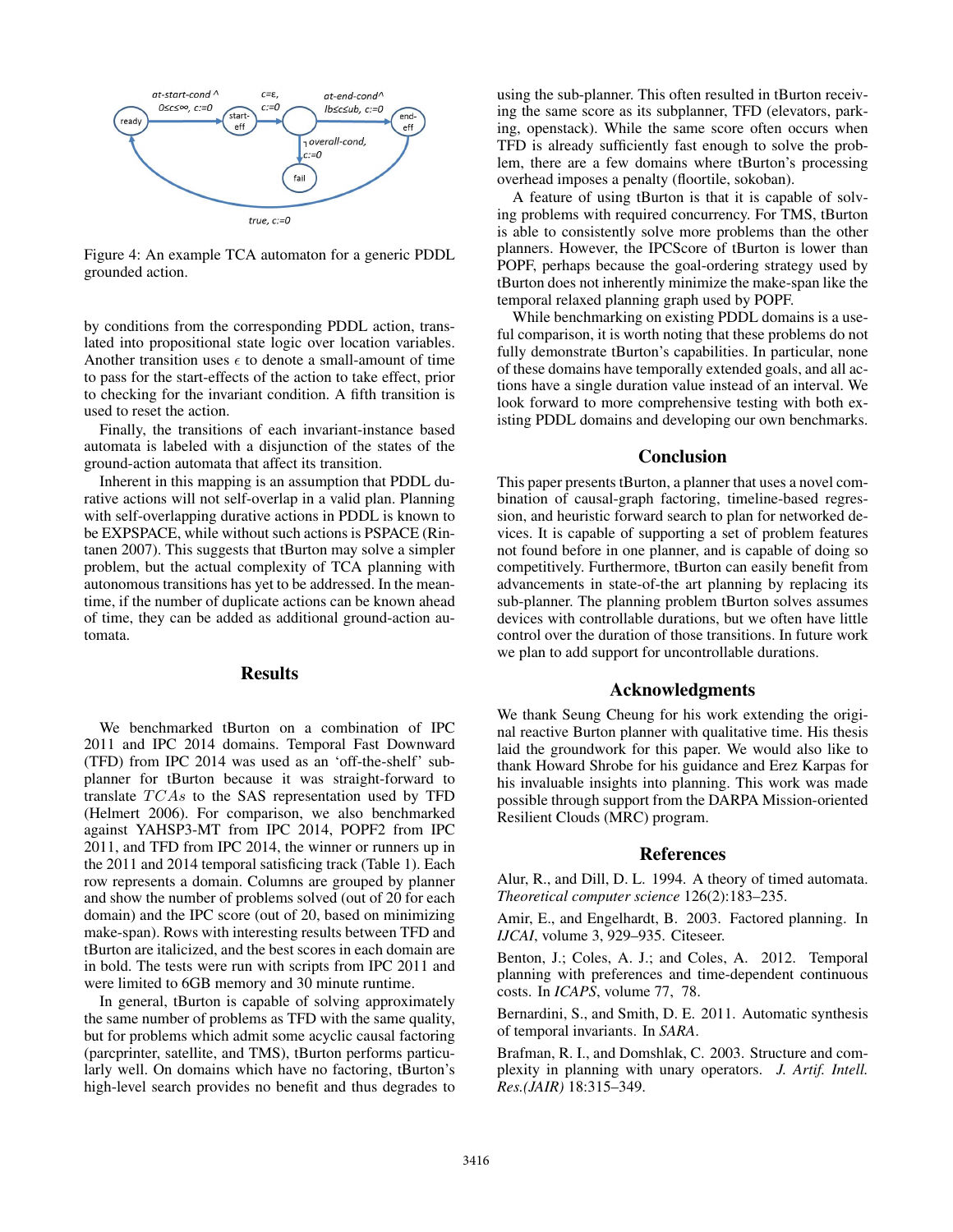Figure 4: An example TCA automaton for a generic PDDL grounded action.

by conditions from the corresponding PDDL action, translated into propositional state logic over location variables. Another transition uses $\epsilon$ to denote a small-amount of time to pass for the start-effects of the action to take effect, prior to checking for the invariant condition. A fifth transition is used to reset the action.

Finally, the transitions of each invariant-instance based automata is labeled with a disjunction of the states of the ground-action automata that affect its transition.

Inherent in this mapping is an assumption that PDDL durative actions will not self-overlap in a valid plan. Planning with self-overlapping durative actions in PDDL is known to be EXPSPACE, while without such actions is PSPACE (Rintanen 2007). This suggests that tBurton may solve a simpler problem, but the actual complexity of TCA planning with autonomous transitions has yet to be addressed. In the meantime, if the number of duplicate actions can be known ahead of time, they can be added as additional ground-action automata.

## Results

We benchmarked tBurton on a combination of IPC 2011 and IPC 2014 domains. Temporal Fast Downward (TFD) from IPC 2014 was used as an 'off-the-shelf' subplanner for tBurton because it was straight-forward to translate $TCAs$ to the SAS representation used by TFD (Helmert 2006). For comparison, we also benchmarked against YAHSP3-MT from IPC 2014, POPF2 from IPC 2011, and TFD from IPC 2014, the winner or runners up in the 2011 and 2014 temporal satisficing track (Table 1). Each row represents a domain. Columns are grouped by planner and show the number of problems solved (out of 20 for each domain) and the IPC score (out of 20, based on minimizing make-span). Rows with interesting results between TFD and tBurton are italicized, and the best scores in each domain are in bold. The tests were run with scripts from IPC 2011 and were limited to 6GB memory and 30 minute runtime.

In general, tBurton is capable of solving approximately the same number of problems as TFD with the same quality, but for problems which admit some acyclic causal factoring (parcprinter, satellite, and TMS), tBurton performs particularly well. On domains which have no factoring, tBurton's high-level search provides no benefit and thus degrades to using the sub-planner. This often resulted in tBurton receiving the same score as its subplanner, TFD (elevators, parking, openstack). While the same score often occurs when TFD is already sufficiently fast enough to solve the problem, there are a few domains where tBurton's processing overhead imposes a penalty (floortile, sokoban).

A feature of using tBurton is that it is capable of solving problems with required concurrency. For TMS, tBurton is able to consistently solve more problems than the other planners. However, the IPCScore of tBurton is lower than POPF, perhaps because the goal-ordering strategy used by tBurton does not inherently minimize the make-span like the temporal relaxed planning graph used by POPF.

While benchmarking on existing PDDL domains is a useful comparison, it is worth noting that these problems do not fully demonstrate tBurton's capabilities. In particular, none of these domains have temporally extended goals, and all actions have a single duration value instead of an interval. We look forward to more comprehensive testing with both existing PDDL domains and developing our own benchmarks.

## Conclusion

This paper presents tBurton, a planner that uses a novel combination of causal-graph factoring, timeline-based regression, and heuristic forward search to plan for networked devices. It is capable of supporting a set of problem features not found before in one planner, and is capable of doing so competitively. Furthermore, tBurton can easily benefit from advancements in state-of-the art planning by replacing its sub-planner. The planning problem tBurton solves assumes devices with controllable durations, but we often have little control over the duration of those transitions. In future work we plan to add support for uncontrollable durations.

## Acknowledgments

We thank Seung Cheung for his work extending the original reactive Burton planner with qualitative time. His thesis laid the groundwork for this paper. We would also like to thank Howard Shrobe for his guidance and Erez Karpas for his invaluable insights into planning. This work was made possible through support from the DARPA Mission-oriented Resilient Clouds (MRC) program.

## References

Alur, R., and Dill, D. L. 1994. A theory of timed automata. *Theoretical computer science* 126(2):183–235.

Amir, E., and Engelhardt, B. 2003. Factored planning. In *IJCAI*, volume 3, 929–935. Citeseer.

Benton, J.; Coles, A. J.; and Coles, A. 2012. Temporal planning with preferences and time-dependent continuous costs. In *ICAPS*, volume 77, 78.

Bernardini, S., and Smith, D. E. 2011. Automatic synthesis of temporal invariants. In *SARA*.

Brafman, R. I., and Domshlak, C. 2003. Structure and complexity in planning with unary operators. *J. Artif. Intell. Res.(JAIR)* 18:315–349.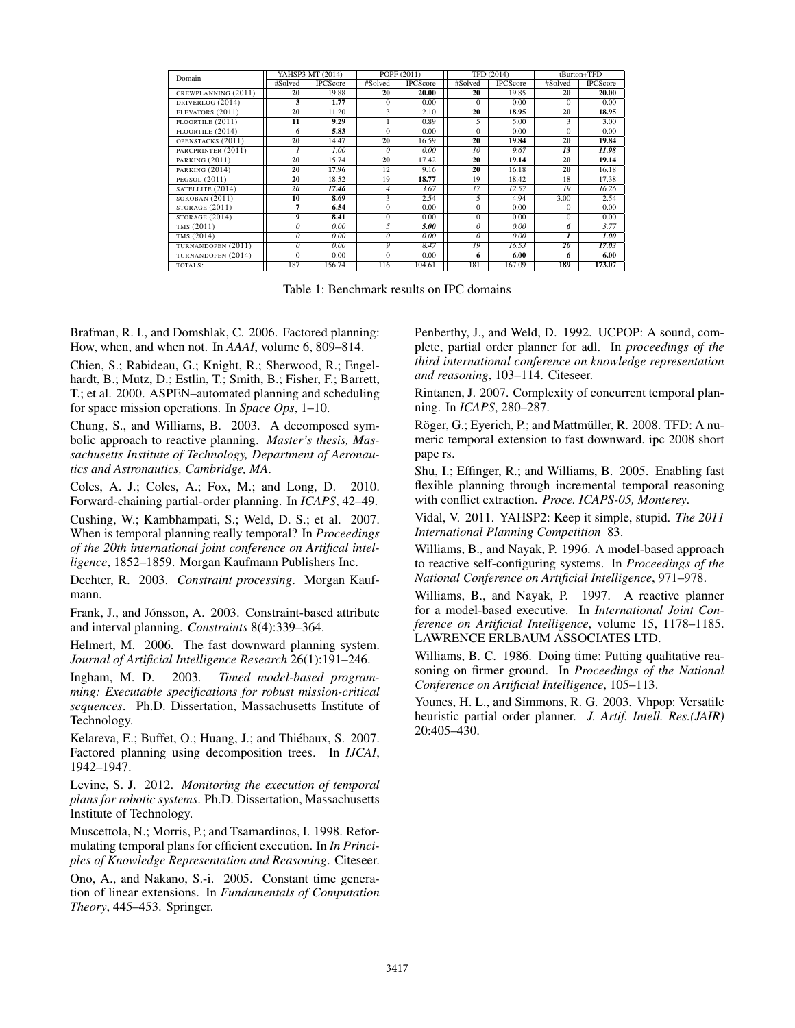| Domain | YAHSP3-MT (2014) | | POPF (2011) | | TFD (2014) | | tBurton+TFD | |
|---|---|---|---|---|---|---|---|---|
| | #Solved | IPCScore | #Solved | IPCScore | #Solved | IPCScore | #Solved | IPCScore |
| CREWPLANNING (2011) | **20** | 19.88 | **20** | **20.00** | **20** | 19.85 | **20** | **20.00** |
| DRIVERLOG (2014) | **3** | **1.77** | 0 | 0.00 | 0 | 0.00 | 0 | 0.00 |
| ELEVATORS (2011) | **20** | 11.20 | 3 | 2.10 | **20** | **18.95** | **20** | **18.95** |
| FLOORTILE (2011) | **11** | **9.29** | 1 | 0.89 | 5 | 5.00 | 3 | 3.00 |
| FLOORTILE (2014) | **6** | **5.83** | 0 | 0.00 | 0 | 0.00 | 0 | 0.00 |
| OPENSTACKS (2011) | **20** | 14.47 | **20** | 16.59 | **20** | **19.84** | **20** | **19.84** |
| PARCPRINTER (2011) | *1* | *1.00* | *0* | *0.00* | *10* | *9.67* | ***13*** | ***11.98*** |
| PARKING (2011) | **20** | 15.74 | **20** | 17.42 | **20** | **19.14** | **20** | **19.14** |
| PARKING (2014) | **20** | **17.96** | 12 | 9.16 | **20** | 16.18 | **20** | 16.18 |
| PEGSOL (2011) | **20** | 18.52 | 19 | **18.77** | 19 | 18.42 | 18 | 17.38 |
| SATELLITE (2014) | ***20*** | ***17.46*** | *4* | *3.67* | *17* | *12.57* | *19* | *16.26* |
| SOKOBAN (2011) | **10** | **8.69** | 3 | 2.54 | 5 | 4.94 | 3.00 | 2.54 |
| STORAGE (2011) | **7** | **6.54** | 0 | 0.00 | 0 | 0.00 | 0 | 0.00 |
| STORAGE (2014) | **9** | **8.41** | 0 | 0.00 | 0 | 0.00 | 0 | 0.00 |
| TMS (2011) | *0* | *0.00* | *5* | ***5.00*** | *0* | *0.00* | ***6*** | *3.77* |
| TMS (2014) | *0* | *0.00* | *0* | *0.00* | *0* | *0.00* | ***1*** | ***1.00*** |
| TURNANDOPEN (2011) | *0* | *0.00* | *9* | *8.47* | *19* | *16.53* | ***20*** | ***17.03*** |
| TURNANDOPEN (2014) | 0 | 0.00 | 0 | 0.00 | **6** | **6.00** | **6** | **6.00** |
| TOTALS: | 187 | 156.74 | 116 | 104.61 | 181 | 167.09 | **189** | **173.07** |

Table 1: Benchmark results on IPC domains

Brafman, R. I., and Domshlak, C. 2006. Factored planning: How, when, and when not. In *AAAI*, volume 6, 809–814.

Chien, S.; Rabideau, G.; Knight, R.; Sherwood, R.; Engelhardt, B.; Mutz, D.; Estlin, T.; Smith, B.; Fisher, F.; Barrett, T.; et al. 2000. ASPEN–automated planning and scheduling for space mission operations. In *Space Ops*, 1–10.

Chung, S., and Williams, B. 2003. A decomposed symbolic approach to reactive planning. *Master's thesis, Massachusetts Institute of Technology, Department of Aeronautics and Astronautics, Cambridge, MA*.

Coles, A. J.; Coles, A.; Fox, M.; and Long, D. 2010. Forward-chaining partial-order planning. In *ICAPS*, 42–49.

Cushing, W.; Kambhampati, S.; Weld, D. S.; et al. 2007. When is temporal planning really temporal? In *Proceedings of the 20th international joint conference on Artifical intelligence*, 1852–1859. Morgan Kaufmann Publishers Inc.

Dechter, R. 2003. *Constraint processing*. Morgan Kaufmann.

Frank, J., and Jónsson, A. 2003. Constraint-based attribute and interval planning. *Constraints* 8(4):339–364.

Helmert, M. 2006. The fast downward planning system. *Journal of Artificial Intelligence Research* 26(1):191–246.

Ingham, M. D. 2003. *Timed model-based programming: Executable specifications for robust mission-critical sequences*. Ph.D. Dissertation, Massachusetts Institute of Technology.

Kelareva, E.; Buffet, O.; Huang, J.; and Thiébaux, S. 2007. Factored planning using decomposition trees. In *IJCAI*, 1942–1947.

Levine, S. J. 2012. *Monitoring the execution of temporal plans for robotic systems*. Ph.D. Dissertation, Massachusetts Institute of Technology.

Muscettola, N.; Morris, P.; and Tsamardinos, I. 1998. Reformulating temporal plans for efficient execution. In *In Principles of Knowledge Representation and Reasoning*. Citeseer.

Ono, A., and Nakano, S.-i. 2005. Constant time generation of linear extensions. In *Fundamentals of Computation Theory*, 445–453. Springer.

Penberthy, J., and Weld, D. 1992. UCPOP: A sound, complete, partial order planner for adl. In *proceedings of the third international conference on knowledge representation and reasoning*, 103–114. Citeseer.

Rintanen, J. 2007. Complexity of concurrent temporal planning. In *ICAPS*, 280–287.

Röger, G.; Eyerich, P.; and Mattmüller, R. 2008. TFD: A numeric temporal extension to fast downward. ipc 2008 short pape rs.

Shu, I.; Effinger, R.; and Williams, B. 2005. Enabling fast flexible planning through incremental temporal reasoning with conflict extraction. *Proce. ICAPS-05, Monterey*.

Vidal, V. 2011. YAHSP2: Keep it simple, stupid. *The 2011 International Planning Competition* 83.

Williams, B., and Nayak, P. 1996. A model-based approach to reactive self-configuring systems. In *Proceedings of the National Conference on Artificial Intelligence*, 971–978.

Williams, B., and Nayak, P. 1997. A reactive planner for a model-based executive. In *International Joint Conference on Artificial Intelligence*, volume 15, 1178–1185. LAWRENCE ERLBAUM ASSOCIATES LTD.

Williams, B. C. 1986. Doing time: Putting qualitative reasoning on firmer ground. In *Proceedings of the National Conference on Artificial Intelligence*, 105–113.

Younes, H. L., and Simmons, R. G. 2003. Vhpop: Versatile heuristic partial order planner. *J. Artif. Intell. Res.(JAIR)* 20:405–430.